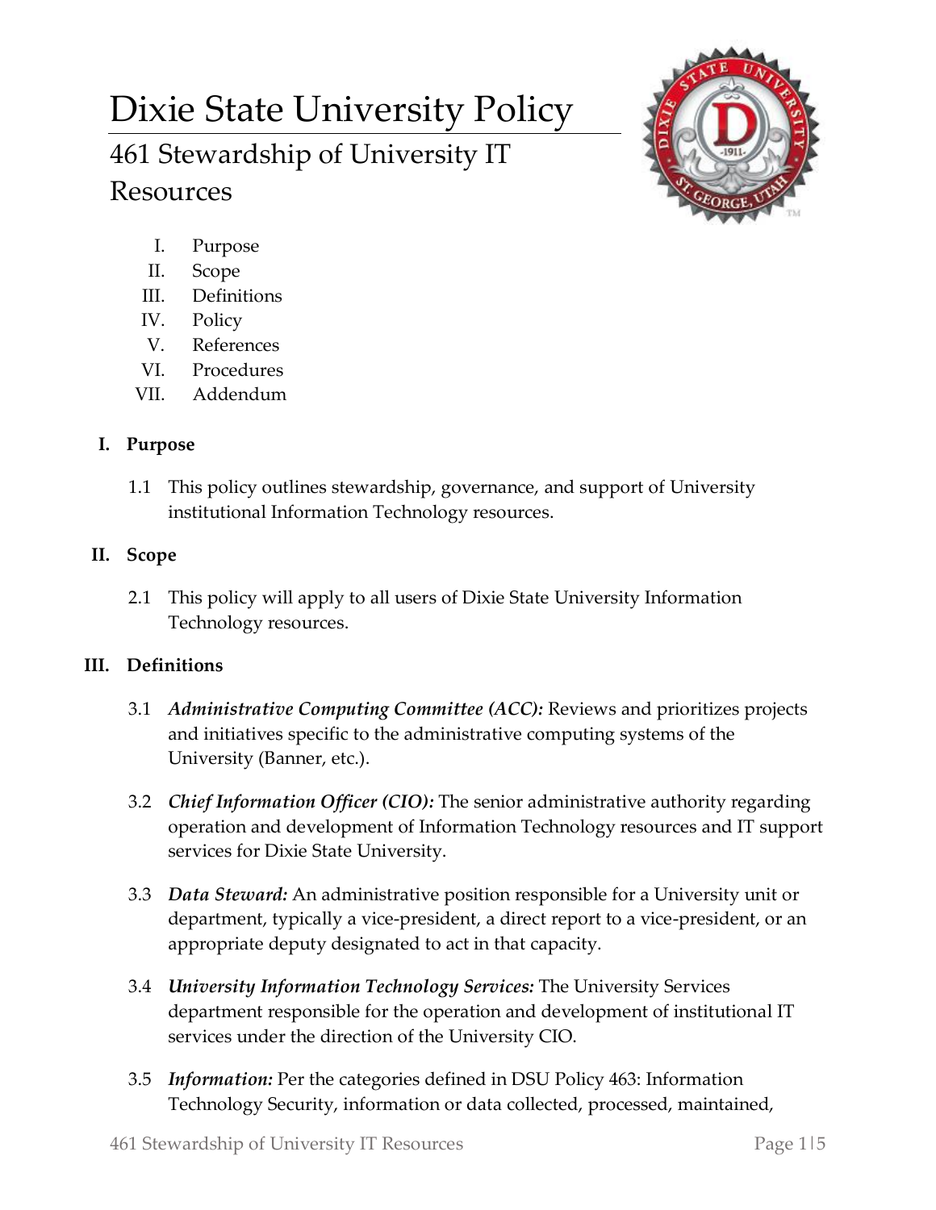# Dixie State University Policy

## 461 Stewardship of University IT Resources

I. Purpose
II. Scope
III. Definitions
IV. Policy
V. References
VI. Procedures
VII. Addendum

### I. Purpose

1.1 This policy outlines stewardship, governance, and support of University institutional Information Technology resources.

### II. Scope

2.1 This policy will apply to all users of Dixie State University Information Technology resources.

### III. Definitions

3.1 ***Administrative Computing Committee (ACC):*** Reviews and prioritizes projects and initiatives specific to the administrative computing systems of the University (Banner, etc.).

3.2 ***Chief Information Officer (CIO):*** The senior administrative authority regarding operation and development of Information Technology resources and IT support services for Dixie State University.

3.3 ***Data Steward:*** An administrative position responsible for a University unit or department, typically a vice-president, a direct report to a vice-president, or an appropriate deputy designated to act in that capacity.

3.4 ***University Information Technology Services:*** The University Services department responsible for the operation and development of institutional IT services under the direction of the University CIO.

3.5 ***Information:*** Per the categories defined in DSU Policy 463: Information Technology Security, information or data collected, processed, maintained,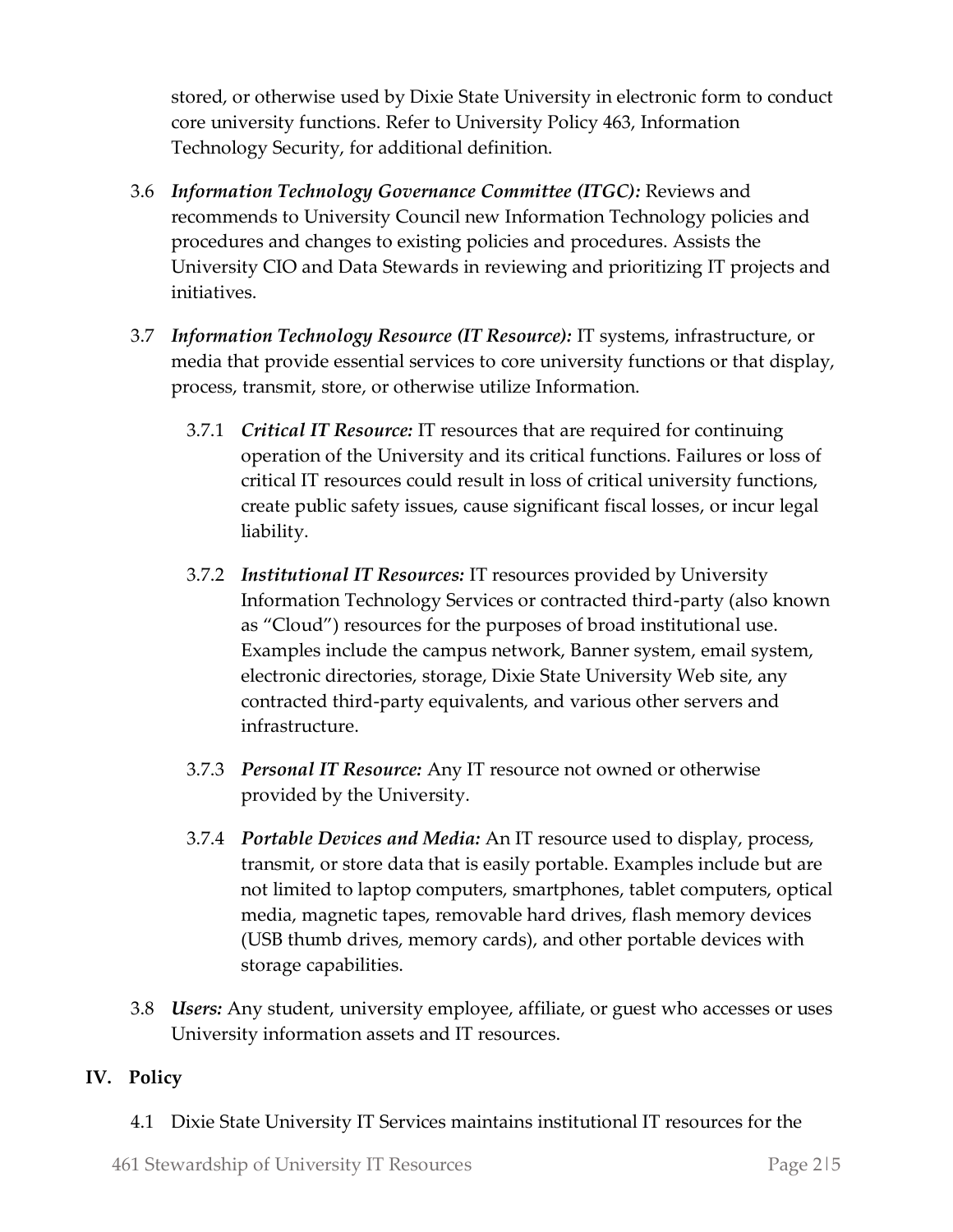stored, or otherwise used by Dixie State University in electronic form to conduct core university functions. Refer to University Policy 463, Information Technology Security, for additional definition.

3.6 ***Information Technology Governance Committee (ITGC):*** Reviews and recommends to University Council new Information Technology policies and procedures and changes to existing policies and procedures. Assists the University CIO and Data Stewards in reviewing and prioritizing IT projects and initiatives.

3.7 ***Information Technology Resource (IT Resource):*** IT systems, infrastructure, or media that provide essential services to core university functions or that display, process, transmit, store, or otherwise utilize Information.

3.7.1 ***Critical IT Resource:*** IT resources that are required for continuing operation of the University and its critical functions. Failures or loss of critical IT resources could result in loss of critical university functions, create public safety issues, cause significant fiscal losses, or incur legal liability.

3.7.2 ***Institutional IT Resources:*** IT resources provided by University Information Technology Services or contracted third-party (also known as "Cloud") resources for the purposes of broad institutional use. Examples include the campus network, Banner system, email system, electronic directories, storage, Dixie State University Web site, any contracted third-party equivalents, and various other servers and infrastructure.

3.7.3 ***Personal IT Resource:*** Any IT resource not owned or otherwise provided by the University.

3.7.4 ***Portable Devices and Media:*** An IT resource used to display, process, transmit, or store data that is easily portable. Examples include but are not limited to laptop computers, smartphones, tablet computers, optical media, magnetic tapes, removable hard drives, flash memory devices (USB thumb drives, memory cards), and other portable devices with storage capabilities.

3.8 ***Users:*** Any student, university employee, affiliate, or guest who accesses or uses University information assets and IT resources.

## IV. Policy

4.1 Dixie State University IT Services maintains institutional IT resources for the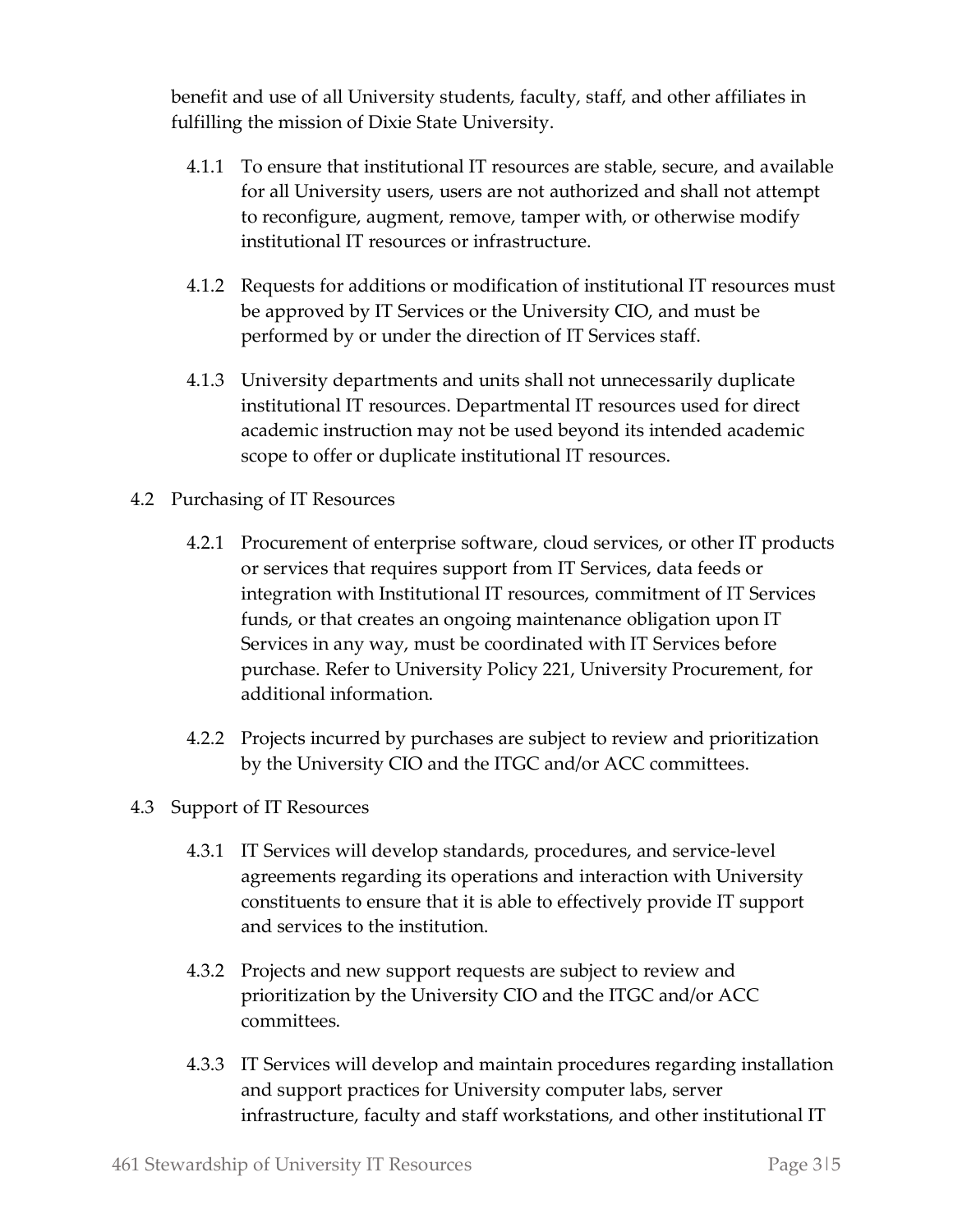benefit and use of all University students, faculty, staff, and other affiliates in fulfilling the mission of Dixie State University.

4.1.1 To ensure that institutional IT resources are stable, secure, and available for all University users, users are not authorized and shall not attempt to reconfigure, augment, remove, tamper with, or otherwise modify institutional IT resources or infrastructure.

4.1.2 Requests for additions or modification of institutional IT resources must be approved by IT Services or the University CIO, and must be performed by or under the direction of IT Services staff.

4.1.3 University departments and units shall not unnecessarily duplicate institutional IT resources. Departmental IT resources used for direct academic instruction may not be used beyond its intended academic scope to offer or duplicate institutional IT resources.

4.2 Purchasing of IT Resources

4.2.1 Procurement of enterprise software, cloud services, or other IT products or services that requires support from IT Services, data feeds or integration with Institutional IT resources, commitment of IT Services funds, or that creates an ongoing maintenance obligation upon IT Services in any way, must be coordinated with IT Services before purchase. Refer to University Policy 221, University Procurement, for additional information.

4.2.2 Projects incurred by purchases are subject to review and prioritization by the University CIO and the ITGC and/or ACC committees.

4.3 Support of IT Resources

4.3.1 IT Services will develop standards, procedures, and service-level agreements regarding its operations and interaction with University constituents to ensure that it is able to effectively provide IT support and services to the institution.

4.3.2 Projects and new support requests are subject to review and prioritization by the University CIO and the ITGC and/or ACC committees.

4.3.3 IT Services will develop and maintain procedures regarding installation and support practices for University computer labs, server infrastructure, faculty and staff workstations, and other institutional IT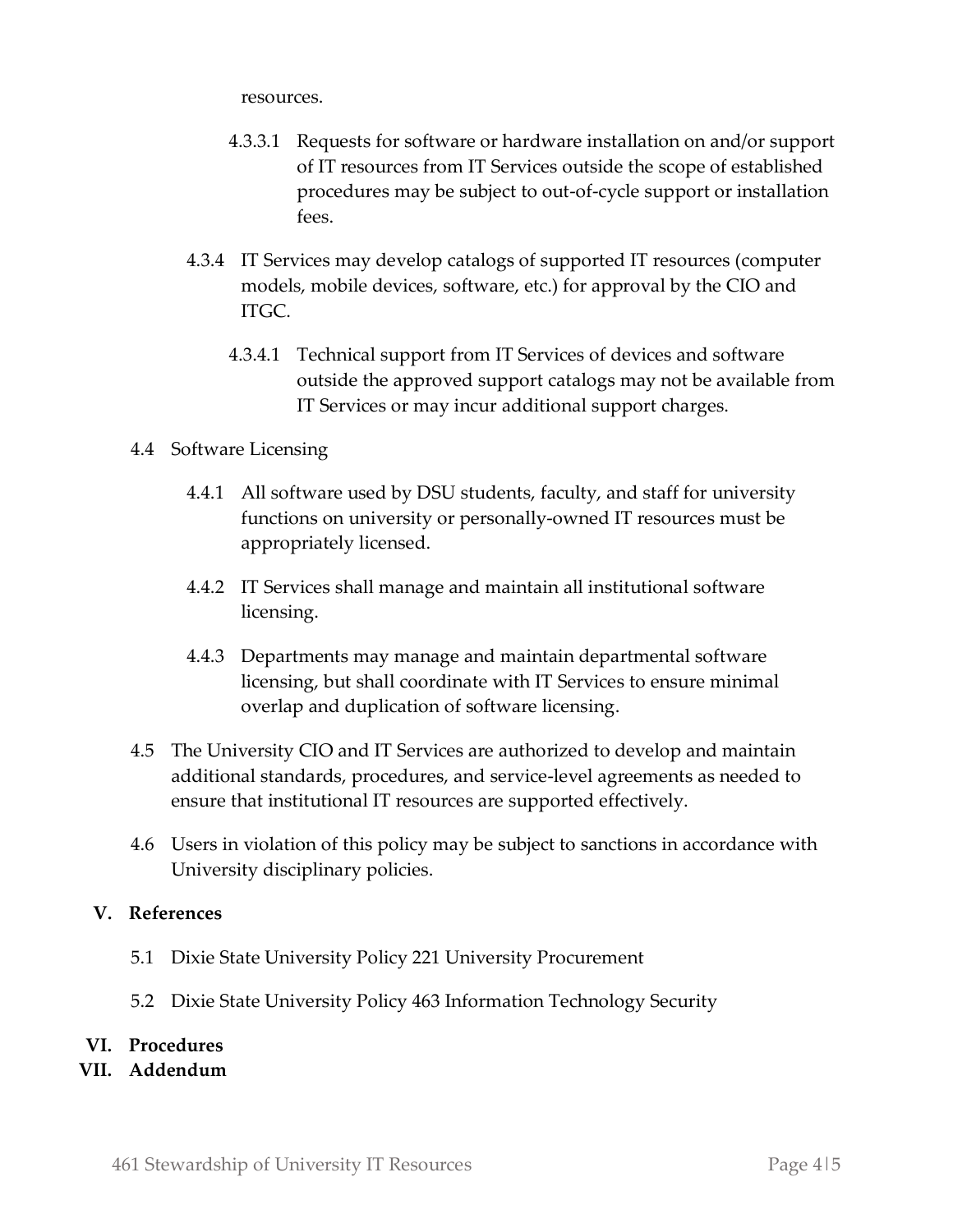resources.

4.3.3.1 Requests for software or hardware installation on and/or support of IT resources from IT Services outside the scope of established procedures may be subject to out-of-cycle support or installation fees.

4.3.4 IT Services may develop catalogs of supported IT resources (computer models, mobile devices, software, etc.) for approval by the CIO and ITGC.

4.3.4.1 Technical support from IT Services of devices and software outside the approved support catalogs may not be available from IT Services or may incur additional support charges.

4.4 Software Licensing

4.4.1 All software used by DSU students, faculty, and staff for university functions on university or personally-owned IT resources must be appropriately licensed.

4.4.2 IT Services shall manage and maintain all institutional software licensing.

4.4.3 Departments may manage and maintain departmental software licensing, but shall coordinate with IT Services to ensure minimal overlap and duplication of software licensing.

4.5 The University CIO and IT Services are authorized to develop and maintain additional standards, procedures, and service-level agreements as needed to ensure that institutional IT resources are supported effectively.

4.6 Users in violation of this policy may be subject to sanctions in accordance with University disciplinary policies.

## V. References

5.1 Dixie State University Policy 221 University Procurement

5.2 Dixie State University Policy 463 Information Technology Security

## VI. Procedures

## VII. Addendum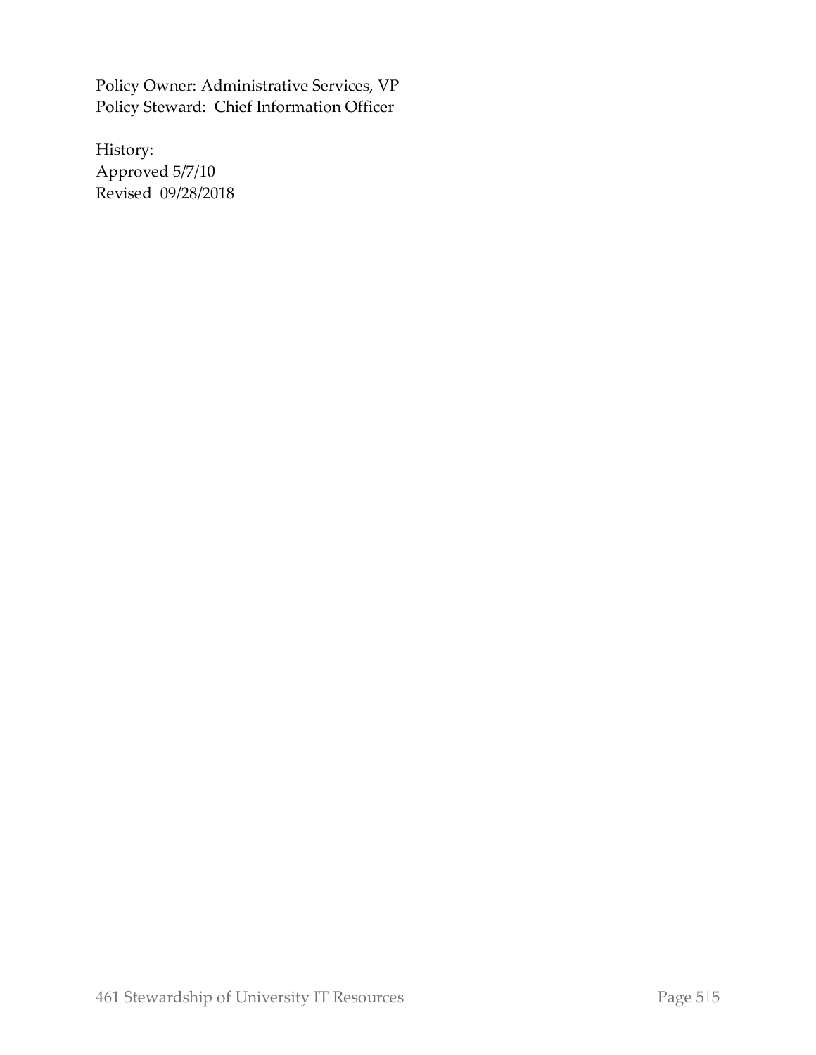Policy Owner: Administrative Services, VP
Policy Steward: Chief Information Officer

History:
Approved 5/7/10
Revised 09/28/2018